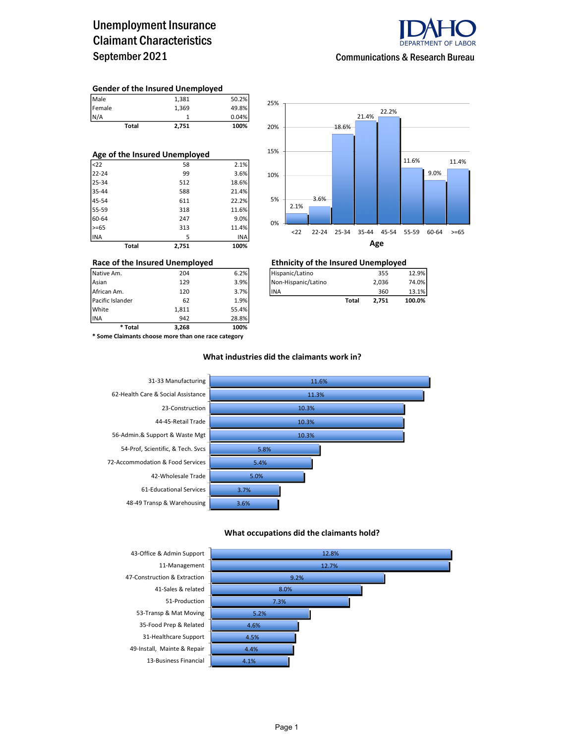# Unemployment Insurance Claimant Characteristics September 2021

IDAHO DEPARTMENT OF LABOR

Communications & Research Bureau

### Gender of the Insured Unemployed

| | | |
|---|---|---|
| Male | 1,381 | 50.2% |
| Female | 1,369 | 49.8% |
| N/A | 1 | 0.04% |
| **Total** | **2,751** | **100%** |

### Age of the Insured Unemployed

| | | |
|---|---|---|
| <22 | 58 | 2.1% |
| 22-24 | 99 | 3.6% |
| 25-34 | 512 | 18.6% |
| 35-44 | 588 | 21.4% |
| 45-54 | 611 | 22.2% |
| 55-59 | 318 | 11.6% |
| 60-64 | 247 | 9.0% |
| >=65 | 313 | 11.4% |
| INA | 5 | INA |
| **Total** | **2,751** | **100%** |

**Age**

| Age | Percent |
|---|---|
| <22 | 2.1% |
| 22-24 | 3.6% |
| 25-34 | 18.6% |
| 35-44 | 21.4% |
| 45-54 | 22.2% |
| 55-59 | 11.6% |
| 60-64 | 9.0% |
| >=65 | 11.4% |

### Race of the Insured Unemployed

| | | |
|---|---|---|
| Native Am. | 204 | 6.2% |
| Asian | 129 | 3.9% |
| African Am. | 120 | 3.7% |
| Pacific Islander | 62 | 1.9% |
| White | 1,811 | 55.4% |
| INA | 942 | 28.8% |
| *** Total** | **3,268** | **100%** |

*** Some Claimants choose more than one race category**

### Ethnicity of the Insured Unemployed

| | | |
|---|---|---|
| Hispanic/Latino | 355 | 12.9% |
| Non-Hispanic/Latino | 2,036 | 74.0% |
| INA | 360 | 13.1% |
| **Total** | **2,751** | **100.0%** |

### What industries did the claimants work in?

| Industry | Percent |
|---|---|
| 31-33 Manufacturing | 11.6% |
| 62-Health Care & Social Assistance | 11.3% |
| 23-Construction | 10.3% |
| 44-45-Retail Trade | 10.3% |
| 56-Admin.& Support & Waste Mgt | 10.3% |
| 54-Prof, Scientific, & Tech. Svcs | 5.8% |
| 72-Accommodation & Food Services | 5.4% |
| 42-Wholesale Trade | 5.0% |
| 61-Educational Services | 3.7% |
| 48-49 Transp & Warehousing | 3.6% |

### What occupations did the claimants hold?

| Occupation | Percent |
|---|---|
| 43-Office & Admin Support | 12.8% |
| 11-Management | 12.7% |
| 47-Construction & Extraction | 9.2% |
| 41-Sales & related | 8.0% |
| 51-Production | 7.3% |
| 53-Transp & Mat Moving | 5.2% |
| 35-Food Prep & Related | 4.6% |
| 31-Healthcare Support | 4.5% |
| 49-Install, Mainte & Repair | 4.4% |
| 13-Business Financial | 4.1% |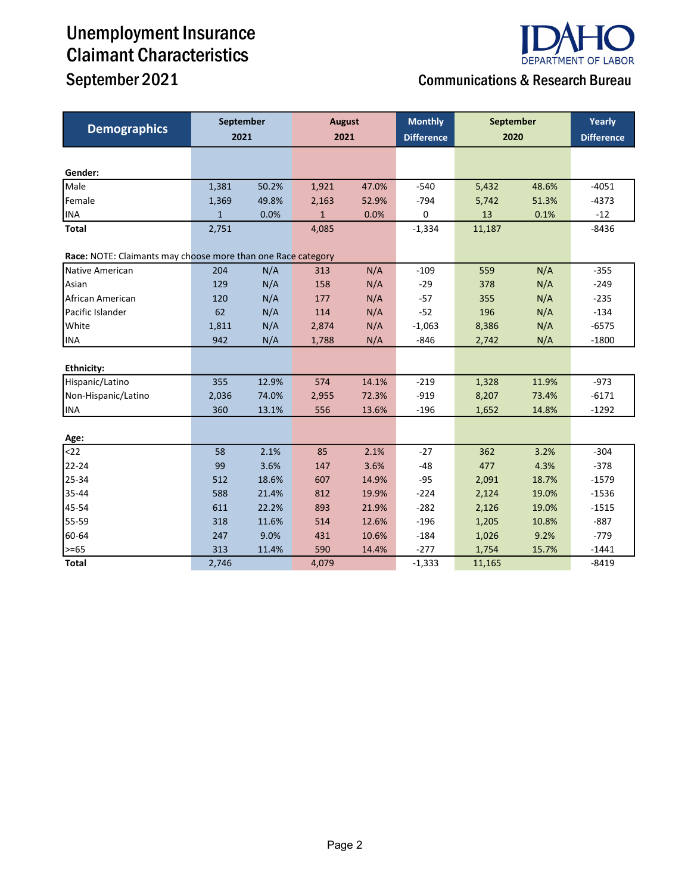# Unemployment Insurance Claimant Characteristics

## September 2021

IDAHO DEPARTMENT OF LABOR

Communications & Research Bureau

| Demographics | September 2021 | | August 2021 | | Monthly Difference | September 2020 | | Yearly Difference |
|---|---|---|---|---|---|---|---|---|
| **Gender:** | | | | | | | | |
| Male | 1,381 | 50.2% | 1,921 | 47.0% | -540 | 5,432 | 48.6% | -4051 |
| Female | 1,369 | 49.8% | 2,163 | 52.9% | -794 | 5,742 | 51.3% | -4373 |
| INA | 1 | 0.0% | 1 | 0.0% | 0 | 13 | 0.1% | -12 |
| **Total** | 2,751 | | 4,085 | | -1,334 | 11,187 | | -8436 |
| **Race:** NOTE: Claimants may choose more than one Race category | | | | | | | | |
| Native American | 204 | N/A | 313 | N/A | -109 | 559 | N/A | -355 |
| Asian | 129 | N/A | 158 | N/A | -29 | 378 | N/A | -249 |
| African American | 120 | N/A | 177 | N/A | -57 | 355 | N/A | -235 |
| Pacific Islander | 62 | N/A | 114 | N/A | -52 | 196 | N/A | -134 |
| White | 1,811 | N/A | 2,874 | N/A | -1,063 | 8,386 | N/A | -6575 |
| INA | 942 | N/A | 1,788 | N/A | -846 | 2,742 | N/A | -1800 |
| **Ethnicity:** | | | | | | | | |
| Hispanic/Latino | 355 | 12.9% | 574 | 14.1% | -219 | 1,328 | 11.9% | -973 |
| Non-Hispanic/Latino | 2,036 | 74.0% | 2,955 | 72.3% | -919 | 8,207 | 73.4% | -6171 |
| INA | 360 | 13.1% | 556 | 13.6% | -196 | 1,652 | 14.8% | -1292 |
| **Age:** | | | | | | | | |
| <22 | 58 | 2.1% | 85 | 2.1% | -27 | 362 | 3.2% | -304 |
| 22-24 | 99 | 3.6% | 147 | 3.6% | -48 | 477 | 4.3% | -378 |
| 25-34 | 512 | 18.6% | 607 | 14.9% | -95 | 2,091 | 18.7% | -1579 |
| 35-44 | 588 | 21.4% | 812 | 19.9% | -224 | 2,124 | 19.0% | -1536 |
| 45-54 | 611 | 22.2% | 893 | 21.9% | -282 | 2,126 | 19.0% | -1515 |
| 55-59 | 318 | 11.6% | 514 | 12.6% | -196 | 1,205 | 10.8% | -887 |
| 60-64 | 247 | 9.0% | 431 | 10.6% | -184 | 1,026 | 9.2% | -779 |
| >=65 | 313 | 11.4% | 590 | 14.4% | -277 | 1,754 | 15.7% | -1441 |
| **Total** | 2,746 | | 4,079 | | -1,333 | 11,165 | | -8419 |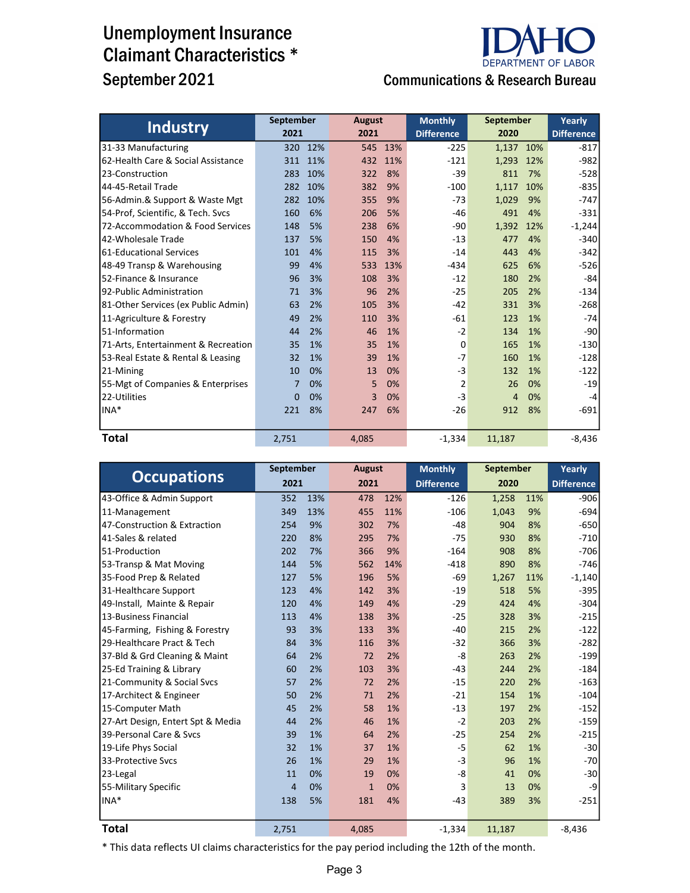# Unemployment Insurance Claimant Characteristics *

## September 2021

IDAHO DEPARTMENT OF LABOR

Communications & Research Bureau

| Industry | September 2021 | | August 2021 | | Monthly Difference | September 2020 | | Yearly Difference |
|---|---|---|---|---|---|---|---|---|
| 31-33 Manufacturing | 320 | 12% | 545 | 13% | -225 | 1,137 | 10% | -817 |
| 62-Health Care & Social Assistance | 311 | 11% | 432 | 11% | -121 | 1,293 | 12% | -982 |
| 23-Construction | 283 | 10% | 322 | 8% | -39 | 811 | 7% | -528 |
| 44-45-Retail Trade | 282 | 10% | 382 | 9% | -100 | 1,117 | 10% | -835 |
| 56-Admin.& Support & Waste Mgt | 282 | 10% | 355 | 9% | -73 | 1,029 | 9% | -747 |
| 54-Prof, Scientific, & Tech. Svcs | 160 | 6% | 206 | 5% | -46 | 491 | 4% | -331 |
| 72-Accommodation & Food Services | 148 | 5% | 238 | 6% | -90 | 1,392 | 12% | -1,244 |
| 42-Wholesale Trade | 137 | 5% | 150 | 4% | -13 | 477 | 4% | -340 |
| 61-Educational Services | 101 | 4% | 115 | 3% | -14 | 443 | 4% | -342 |
| 48-49 Transp & Warehousing | 99 | 4% | 533 | 13% | -434 | 625 | 6% | -526 |
| 52-Finance & Insurance | 96 | 3% | 108 | 3% | -12 | 180 | 2% | -84 |
| 92-Public Administration | 71 | 3% | 96 | 2% | -25 | 205 | 2% | -134 |
| 81-Other Services (ex Public Admin) | 63 | 2% | 105 | 3% | -42 | 331 | 3% | -268 |
| 11-Agriculture & Forestry | 49 | 2% | 110 | 3% | -61 | 123 | 1% | -74 |
| 51-Information | 44 | 2% | 46 | 1% | -2 | 134 | 1% | -90 |
| 71-Arts, Entertainment & Recreation | 35 | 1% | 35 | 1% | 0 | 165 | 1% | -130 |
| 53-Real Estate & Rental & Leasing | 32 | 1% | 39 | 1% | -7 | 160 | 1% | -128 |
| 21-Mining | 10 | 0% | 13 | 0% | -3 | 132 | 1% | -122 |
| 55-Mgt of Companies & Enterprises | 7 | 0% | 5 | 0% | 2 | 26 | 0% | -19 |
| 22-Utilities | 0 | 0% | 3 | 0% | -3 | 4 | 0% | -4 |
| INA* | 221 | 8% | 247 | 6% | -26 | 912 | 8% | -691 |
| **Total** | 2,751 | | 4,085 | | -1,334 | 11,187 | | -8,436 |

| Occupations | September 2021 | | August 2021 | | Monthly Difference | September 2020 | | Yearly Difference |
|---|---|---|---|---|---|---|---|---|
| 43-Office & Admin Support | 352 | 13% | 478 | 12% | -126 | 1,258 | 11% | -906 |
| 11-Management | 349 | 13% | 455 | 11% | -106 | 1,043 | 9% | -694 |
| 47-Construction & Extraction | 254 | 9% | 302 | 7% | -48 | 904 | 8% | -650 |
| 41-Sales & related | 220 | 8% | 295 | 7% | -75 | 930 | 8% | -710 |
| 51-Production | 202 | 7% | 366 | 9% | -164 | 908 | 8% | -706 |
| 53-Transp & Mat Moving | 144 | 5% | 562 | 14% | -418 | 890 | 8% | -746 |
| 35-Food Prep & Related | 127 | 5% | 196 | 5% | -69 | 1,267 | 11% | -1,140 |
| 31-Healthcare Support | 123 | 4% | 142 | 3% | -19 | 518 | 5% | -395 |
| 49-Install, Mainte & Repair | 120 | 4% | 149 | 4% | -29 | 424 | 4% | -304 |
| 13-Business Financial | 113 | 4% | 138 | 3% | -25 | 328 | 3% | -215 |
| 45-Farming, Fishing & Forestry | 93 | 3% | 133 | 3% | -40 | 215 | 2% | -122 |
| 29-Healthcare Pract & Tech | 84 | 3% | 116 | 3% | -32 | 366 | 3% | -282 |
| 37-Bld & Grd Cleaning & Maint | 64 | 2% | 72 | 2% | -8 | 263 | 2% | -199 |
| 25-Ed Training & Library | 60 | 2% | 103 | 3% | -43 | 244 | 2% | -184 |
| 21-Community & Social Svcs | 57 | 2% | 72 | 2% | -15 | 220 | 2% | -163 |
| 17-Architect & Engineer | 50 | 2% | 71 | 2% | -21 | 154 | 1% | -104 |
| 15-Computer Math | 45 | 2% | 58 | 1% | -13 | 197 | 2% | -152 |
| 27-Art Design, Entert Spt & Media | 44 | 2% | 46 | 1% | -2 | 203 | 2% | -159 |
| 39-Personal Care & Svcs | 39 | 1% | 64 | 2% | -25 | 254 | 2% | -215 |
| 19-Life Phys Social | 32 | 1% | 37 | 1% | -5 | 62 | 1% | -30 |
| 33-Protective Svcs | 26 | 1% | 29 | 1% | -3 | 96 | 1% | -70 |
| 23-Legal | 11 | 0% | 19 | 0% | -8 | 41 | 0% | -30 |
| 55-Military Specific | 4 | 0% | 1 | 0% | 3 | 13 | 0% | -9 |
| INA* | 138 | 5% | 181 | 4% | -43 | 389 | 3% | -251 |
| **Total** | 2,751 | | 4,085 | | -1,334 | 11,187 | | -8,436 |

* This data reflects UI claims characteristics for the pay period including the 12th of the month.